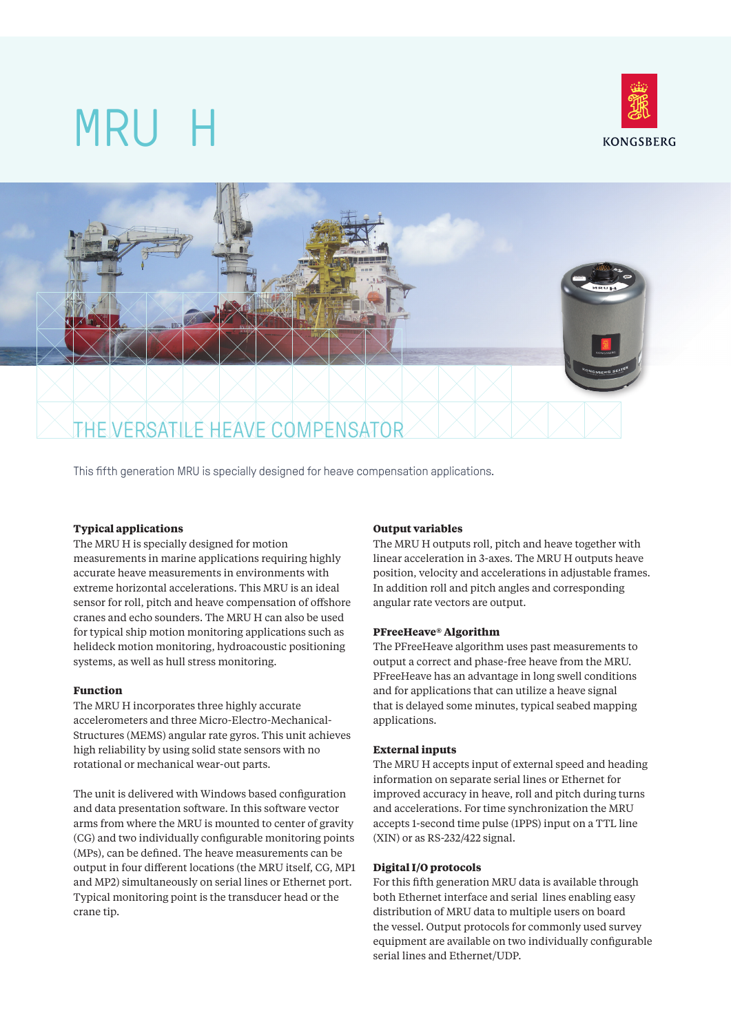# MRU H

KONGSBERG

## THE VERSATILE HEAVE COMPENSATOR

This fifth generation MRU is specially designed for heave compensation applications.

### Typical applications

The MRU H is specially designed for motion measurements in marine applications requiring highly accurate heave measurements in environments with extreme horizontal accelerations. This MRU is an ideal sensor for roll, pitch and heave compensation of offshore cranes and echo sounders. The MRU H can also be used for typical ship motion monitoring applications such as helideck motion monitoring, hydroacoustic positioning systems, as well as hull stress monitoring.

### Function

The MRU H incorporates three highly accurate accelerometers and three Micro-Electro-Mechanical-Structures (MEMS) angular rate gyros. This unit achieves high reliability by using solid state sensors with no rotational or mechanical wear-out parts.

The unit is delivered with Windows based configuration and data presentation software. In this software vector arms from where the MRU is mounted to center of gravity (CG) and two individually configurable monitoring points (MPs), can be defined. The heave measurements can be output in four different locations (the MRU itself, CG, MP1 and MP2) simultaneously on serial lines or Ethernet port. Typical monitoring point is the transducer head or the crane tip.

### Output variables

The MRU H outputs roll, pitch and heave together with linear acceleration in 3-axes. The MRU H outputs heave position, velocity and accelerations in adjustable frames. In addition roll and pitch angles and corresponding angular rate vectors are output.

### PFreeHeave® Algorithm

The PFreeHeave algorithm uses past measurements to output a correct and phase-free heave from the MRU. PFreeHeave has an advantage in long swell conditions and for applications that can utilize a heave signal that is delayed some minutes, typical seabed mapping applications.

### External inputs

The MRU H accepts input of external speed and heading information on separate serial lines or Ethernet for improved accuracy in heave, roll and pitch during turns and accelerations. For time synchronization the MRU accepts 1-second time pulse (1PPS) input on a TTL line (XIN) or as RS-232/422 signal.

### Digital I/O protocols

For this fifth generation MRU data is available through both Ethernet interface and serial lines enabling easy distribution of MRU data to multiple users on board the vessel. Output protocols for commonly used survey equipment are available on two individually configurable serial lines and Ethernet/UDP.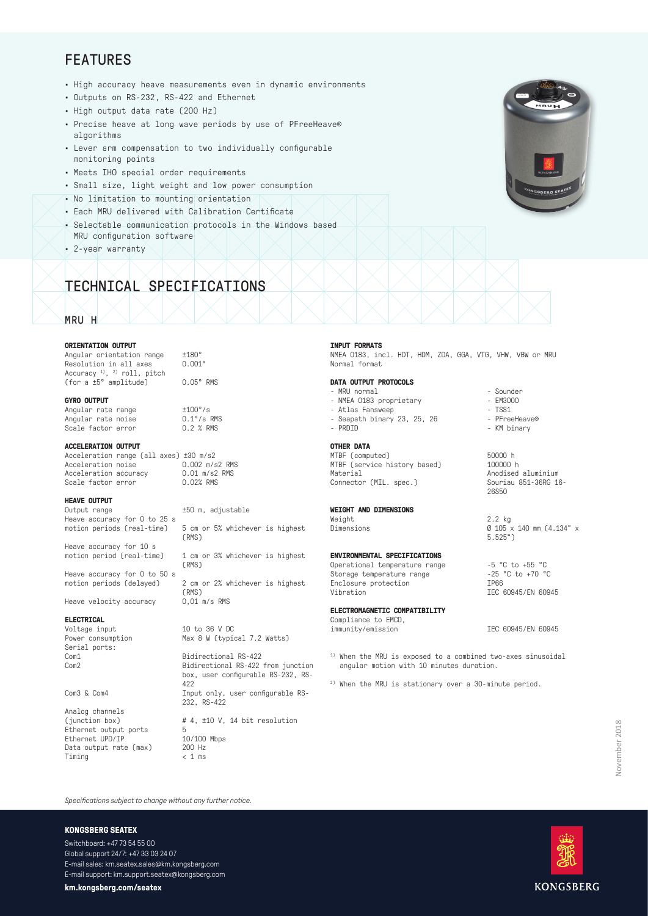## FEATURES

- High accuracy heave measurements even in dynamic environments
- Outputs on RS-232, RS-422 and Ethernet
- High output data rate (200 Hz)
- Precise heave at long wave periods by use of PFreeHeave® algorithms
- Lever arm compensation to two individually configurable monitoring points
- Meets IHO special order requirements
- Small size, light weight and low power consumption
- No limitation to mounting orientation
- Each MRU delivered with Calibration Certificate
- Selectable communication protocols in the Windows based MRU configuration software
- 2-year warranty

## TECHNICAL SPECIFICATIONS

### MRU H

**ORIENTATION OUTPUT**

| | |
|---|---|
| Angular orientation range | ±180° |
| Resolution in all axes | 0.001° |
| Accuracy [1], [2] roll, pitch (for a ±5° amplitude) | 0.05° RMS |

**GYRO OUTPUT**

| | |
|---|---|
| Angular rate range | ±100°/s |
| Angular rate noise | 0.1°/s RMS |
| Scale factor error | 0.2 % RMS |

**ACCELERATION OUTPUT**

| | |
|---|---|
| Acceleration range (all axes) | ±30 m/s2 |
| Acceleration noise | 0.002 m/s2 RMS |
| Acceleration accuracy | 0.01 m/s2 RMS |
| Scale factor error | 0.02% RMS |

**HEAVE OUTPUT**

| | |
|---|---|
| Output range | ±50 m, adjustable |
| Heave accuracy for 0 to 25 s motion periods (real-time) | 5 cm or 5% whichever is highest (RMS) |
| Heave accuracy for 10 s motion period (real-time) | 1 cm or 3% whichever is highest (RMS) |
| Heave accuracy for 0 to 50 s motion periods (delayed) | 2 cm or 2% whichever is highest (RMS) |
| Heave velocity accuracy | 0,01 m/s RMS |

**ELECTRICAL**

| | |
|---|---|
| Voltage input | 10 to 36 V DC |
| Power consumption | Max 8 W (typical 7.2 Watts) |
| Serial ports: | |
| Com1 | Bidirectional RS-422 |
| Com2 | Bidirectional RS-422 from junction box, user configurable RS-232, RS-422 |
| Com3 & Com4 | Input only, user configurable RS-232, RS-422 |
| Analog channels (junction box) | # 4, ±10 V, 14 bit resolution |
| Ethernet output ports | 5 |
| Ethernet UPD/IP | 10/100 Mbps |
| Data output rate (max) | 200 Hz |
| Timing | < 1 ms |

**INPUT FORMATS**

NMEA 0183, incl. HDT, HDM, ZDA, GGA, VTG, VHW, VBW or MRU Normal format

**DATA OUTPUT PROTOCOLS**

- MRU normal
- NMEA 0183 proprietary
- Atlas Fansweep
- Seapath binary 23, 25, 26
- PRDID
- Sounder
- EM3000
- TSS1
- PFreeHeave®
- KM binary

**OTHER DATA**

| | |
|---|---|
| MTBF (computed) | 50000 h |
| MTBF (service history based) | 100000 h |
| Material | Anodised aluminium |
| Connector (MIL. spec.) | Souriau 851-36RG 16-26S50 |

**WEIGHT AND DIMENSIONS**

| | |
|---|---|
| Weight | 2.2 kg |
| Dimensions | Ø 105 x 140 mm (4.134" x 5.525") |

**ENVIRONMENTAL SPECIFICATIONS**

| | |
|---|---|
| Operational temperature range | -5 °C to +55 °C |
| Storage temperature range | -25 °C to +70 °C |
| Enclosure protection | IP66 |
| Vibration | IEC 60945/EN 60945 |

**ELECTROMAGNETIC COMPATIBILITY**

| | |
|---|---|
| Compliance to EMCD, immunity/emission | IEC 60945/EN 60945 |

[1] When the MRU is exposed to a combined two-axes sinusoidal angular motion with 10 minutes duration.

[2] When the MRU is stationary over a 30-minute period.

*Specifications subject to change without any further notice.*

November 2018

**KONGSBERG SEATEX**

Switchboard: +47 73 54 55 00
Global support 24/7: +47 33 03 24 07
E-mail sales: km.seatex.sales@km.kongsberg.com
E-mail support: km.support.seatex@kongsberg.com

**km.kongsberg.com/seatex**